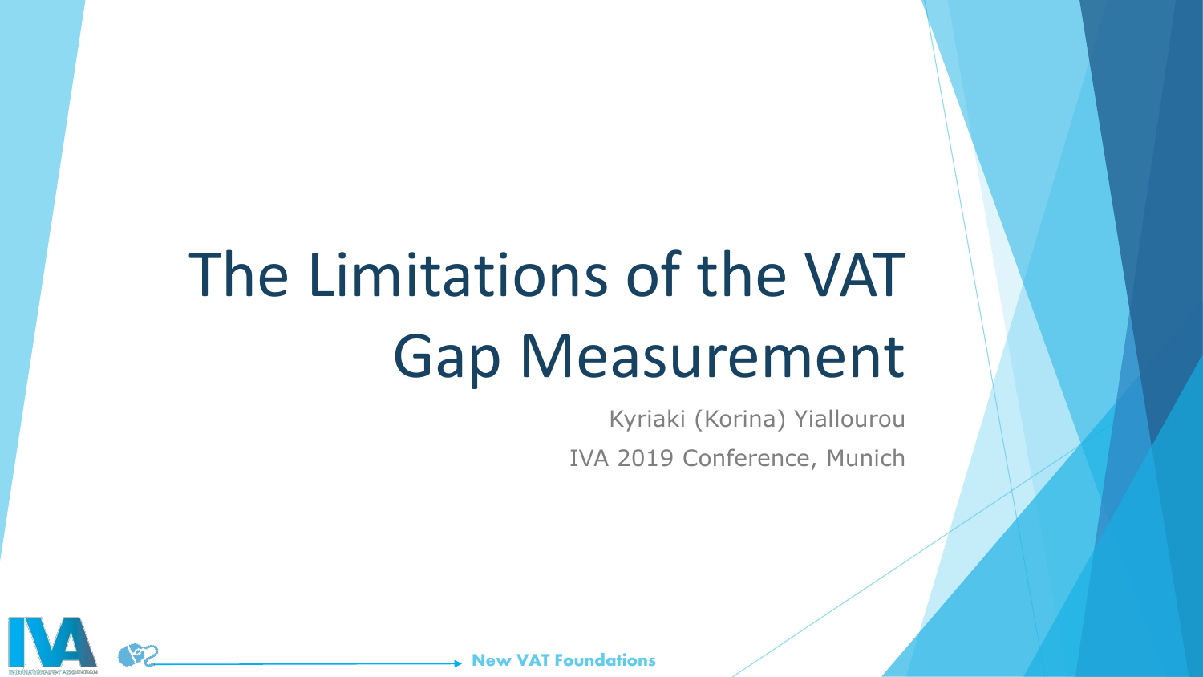# The Limitations of the VAT Gap Measurement

Kyriaki (Korina) Yiallourou

IVA 2019 Conference, Munich

New VAT Foundations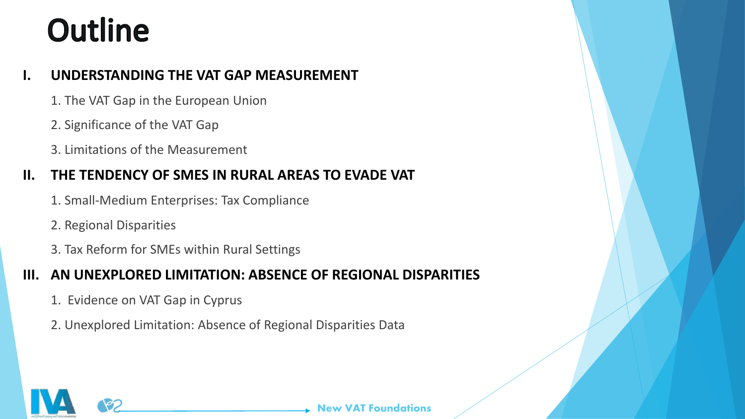# Outline

## I. UNDERSTANDING THE VAT GAP MEASUREMENT

1. The VAT Gap in the European Union
2. Significance of the VAT Gap
3. Limitations of the Measurement

## II. THE TENDENCY OF SMES IN RURAL AREAS TO EVADE VAT

1. Small-Medium Enterprises: Tax Compliance
2. Regional Disparities
3. Tax Reform for SMEs within Rural Settings

## III. AN UNEXPLORED LIMITATION: ABSENCE OF REGIONAL DISPARITIES

1. Evidence on VAT Gap in Cyprus
2. Unexplored Limitation: Absence of Regional Disparities Data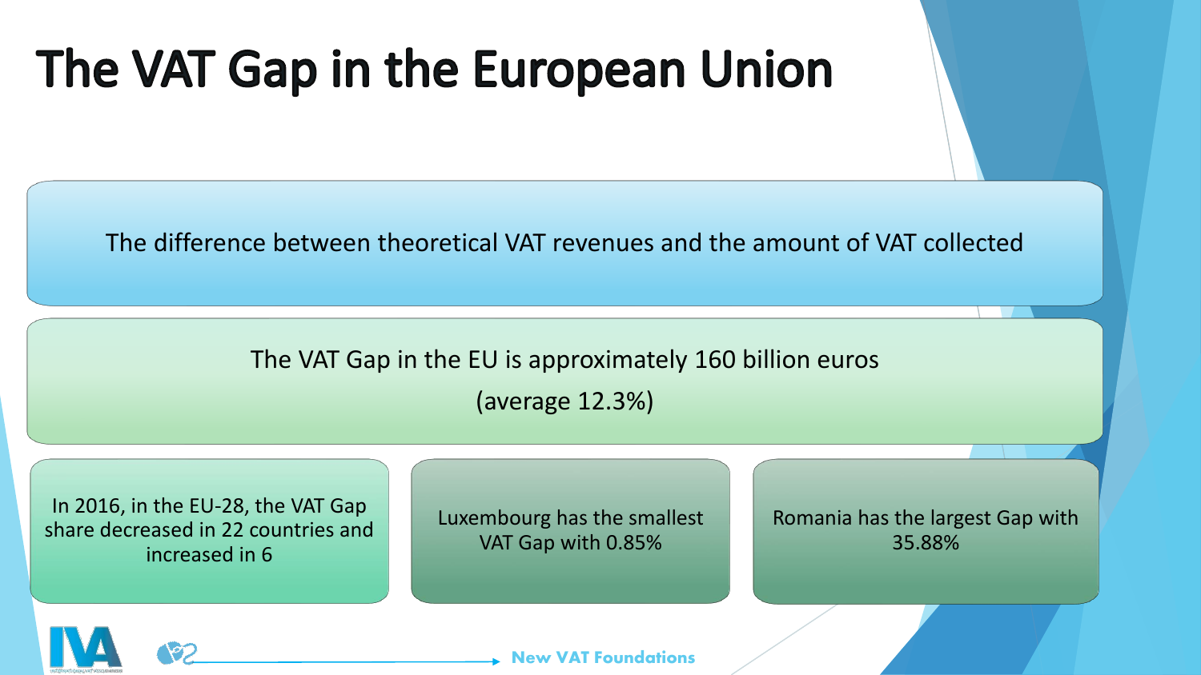# The VAT Gap in the European Union

The difference between theoretical VAT revenues and the amount of VAT collected

The VAT Gap in the EU is approximately 160 billion euros

(average 12.3%)

In 2016, in the EU-28, the VAT Gap share decreased in 22 countries and increased in 6

Luxembourg has the smallest VAT Gap with 0.85%

Romania has the largest Gap with 35.88%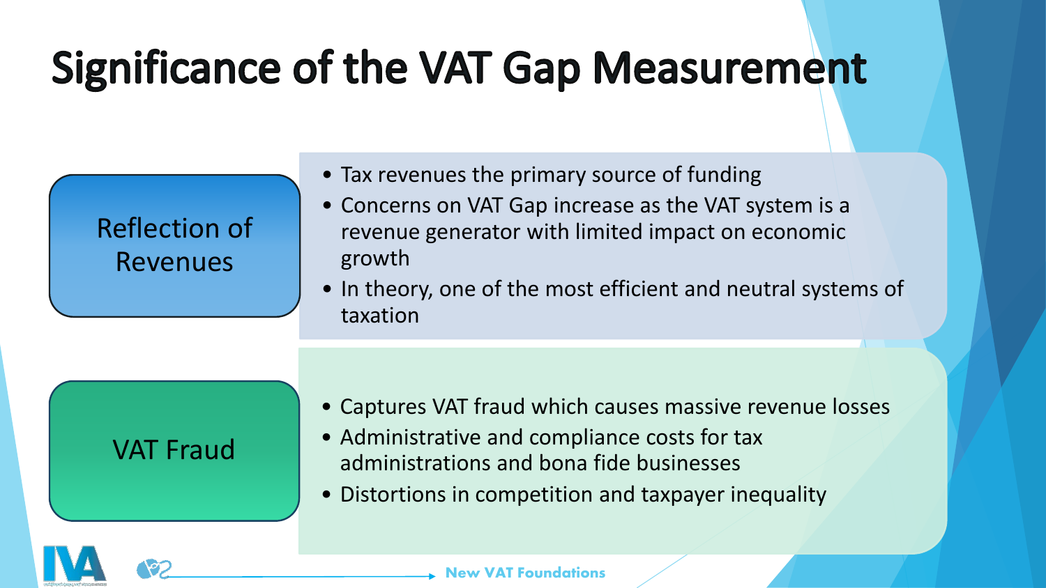# Significance of the VAT Gap Measurement

## Reflection of Revenues

- Tax revenues the primary source of funding
- Concerns on VAT Gap increase as the VAT system is a revenue generator with limited impact on economic growth
- In theory, one of the most efficient and neutral systems of taxation

## VAT Fraud

- Captures VAT fraud which causes massive revenue losses
- Administrative and compliance costs for tax administrations and bona fide businesses
- Distortions in competition and taxpayer inequality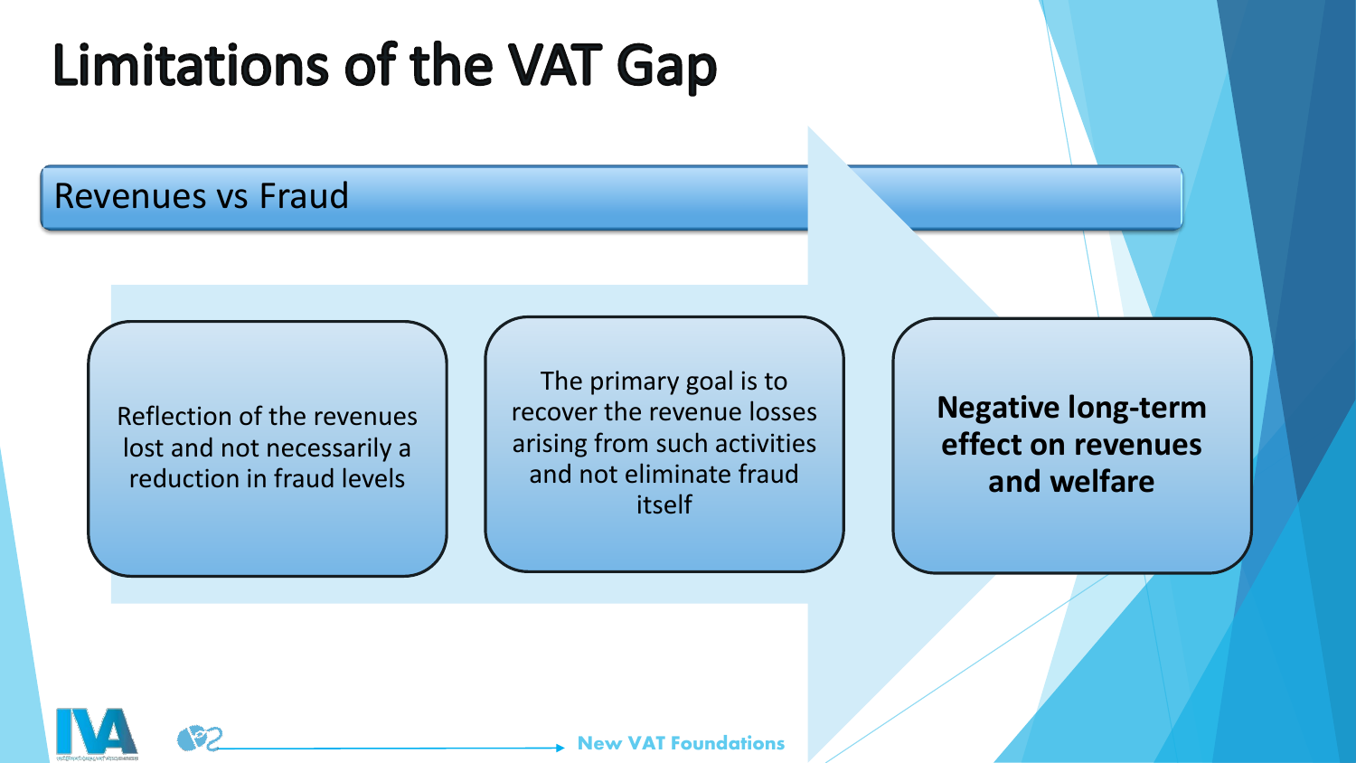# Limitations of the VAT Gap

## Revenues vs Fraud

- Reflection of the revenues lost and not necessarily a reduction in fraud levels
- The primary goal is to recover the revenue losses arising from such activities and not eliminate fraud itself
- **Negative long-term effect on revenues and welfare**

New VAT Foundations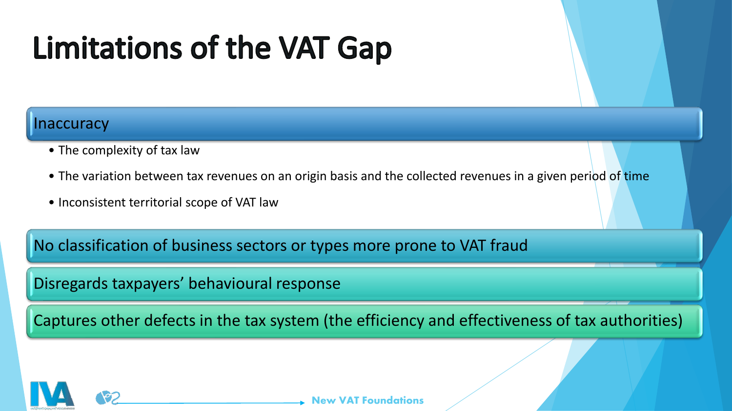# Limitations of the VAT Gap

## Inaccuracy

- The complexity of tax law
- The variation between tax revenues on an origin basis and the collected revenues in a given period of time
- Inconsistent territorial scope of VAT law

## No classification of business sectors or types more prone to VAT fraud

## Disregards taxpayers' behavioural response

## Captures other defects in the tax system (the efficiency and effectiveness of tax authorities)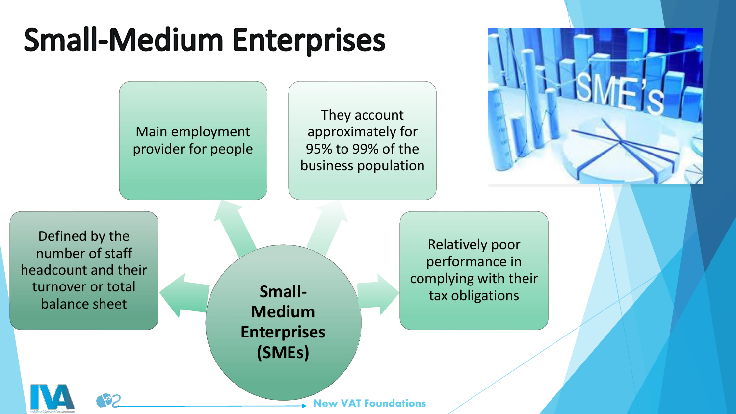# Small-Medium Enterprises

**Small-Medium Enterprises (SMEs)**

- Main employment provider for people
- They account approximately for 95% to 99% of the business population
- Defined by the number of staff headcount and their turnover or total balance sheet
- Relatively poor performance in complying with their tax obligations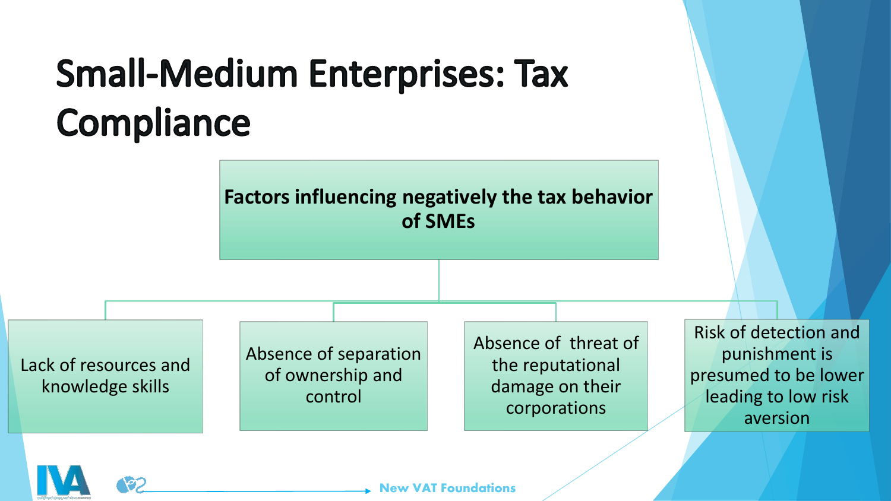# Small-Medium Enterprises: Tax Compliance

**Factors influencing negatively the tax behavior of SMEs**

- Lack of resources and knowledge skills
- Absence of separation of ownership and control
- Absence of threat of the reputational damage on their corporations
- Risk of detection and punishment is presumed to be lower leading to low risk aversion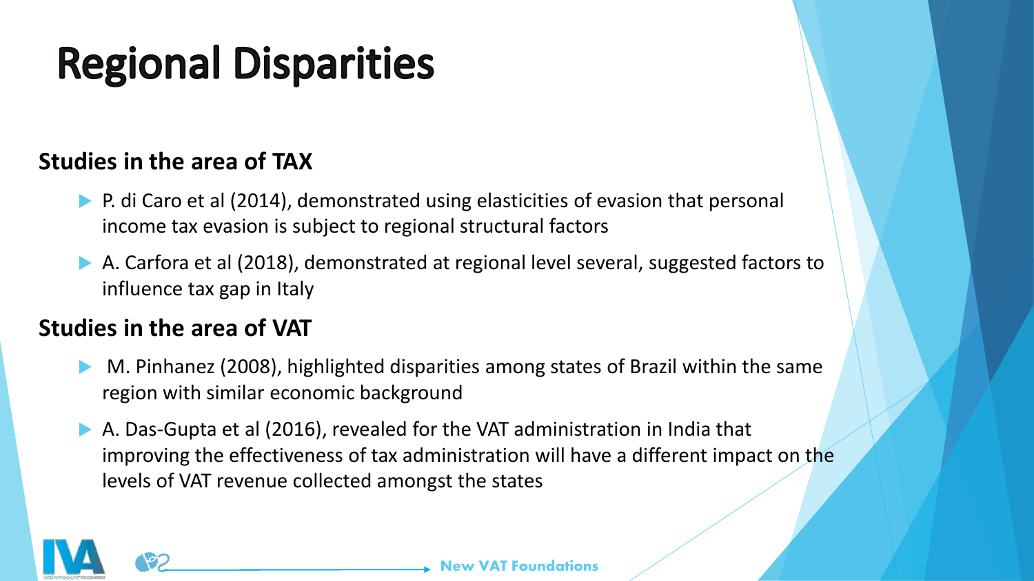# Regional Disparities

### Studies in the area of TAX

- P. di Caro et al (2014), demonstrated using elasticities of evasion that personal income tax evasion is subject to regional structural factors
- A. Carfora et al (2018), demonstrated at regional level several, suggested factors to influence tax gap in Italy

### Studies in the area of VAT

- M. Pinhanez (2008), highlighted disparities among states of Brazil within the same region with similar economic background
- A. Das-Gupta et al (2016), revealed for the VAT administration in India that improving the effectiveness of tax administration will have a different impact on the levels of VAT revenue collected amongst the states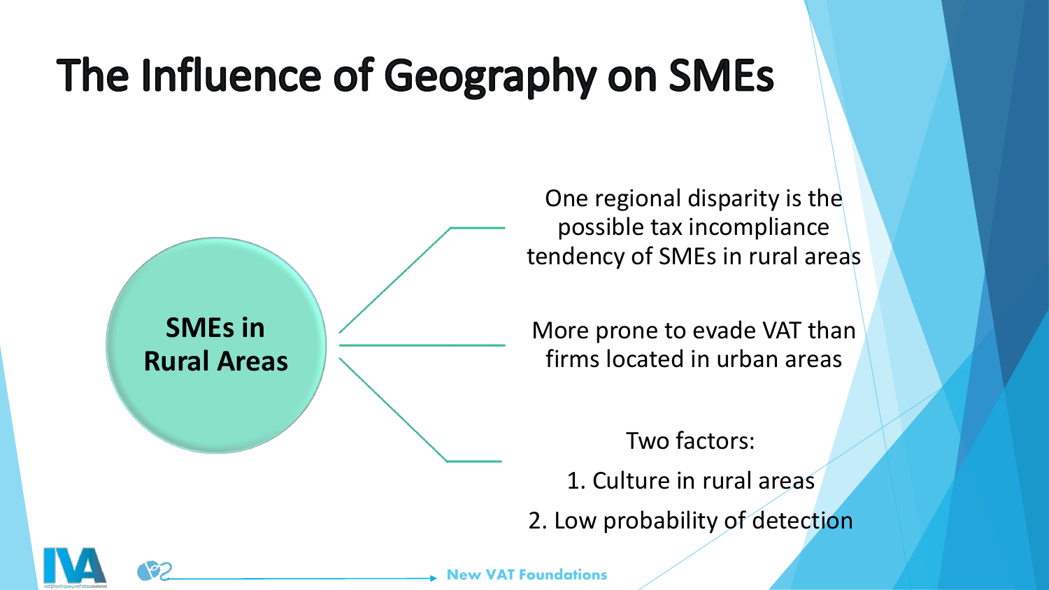# The Influence of Geography on SMEs

**SMEs in Rural Areas**

- One regional disparity is the possible tax incompliance tendency of SMEs in rural areas
- More prone to evade VAT than firms located in urban areas
- Two factors:
  1. Culture in rural areas
  2. Low probability of detection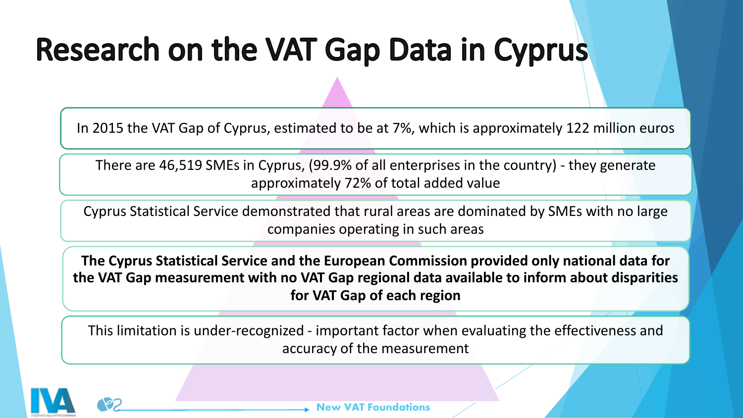# Research on the VAT Gap Data in Cyprus

In 2015 the VAT Gap of Cyprus, estimated to be at 7%, which is approximately 122 million euros

There are 46,519 SMEs in Cyprus, (99.9% of all enterprises in the country) - they generate approximately 72% of total added value

Cyprus Statistical Service demonstrated that rural areas are dominated by SMEs with no large companies operating in such areas

**The Cyprus Statistical Service and the European Commission provided only national data for the VAT Gap measurement with no VAT Gap regional data available to inform about disparities for VAT Gap of each region**

This limitation is under-recognized - important factor when evaluating the effectiveness and accuracy of the measurement

New VAT Foundations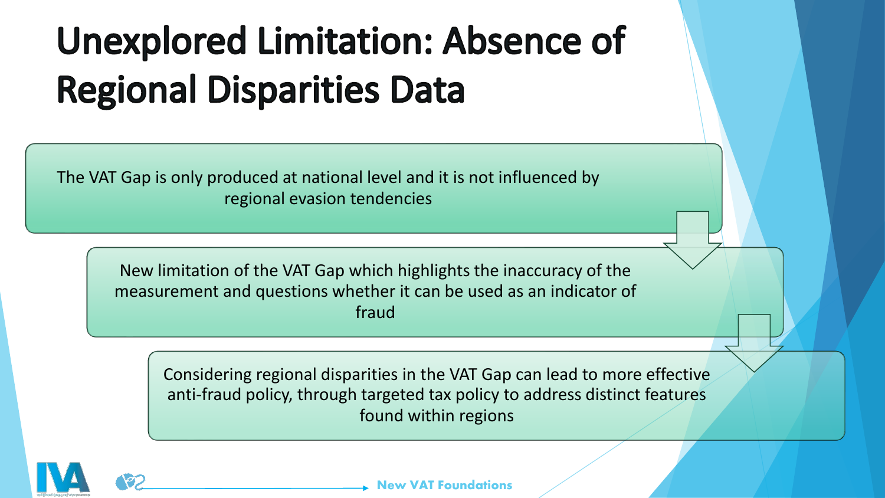# Unexplored Limitation: Absence of Regional Disparities Data

The VAT Gap is only produced at national level and it is not influenced by regional evasion tendencies

New limitation of the VAT Gap which highlights the inaccuracy of the measurement and questions whether it can be used as an indicator of fraud

Considering regional disparities in the VAT Gap can lead to more effective anti-fraud policy, through targeted tax policy to address distinct features found within regions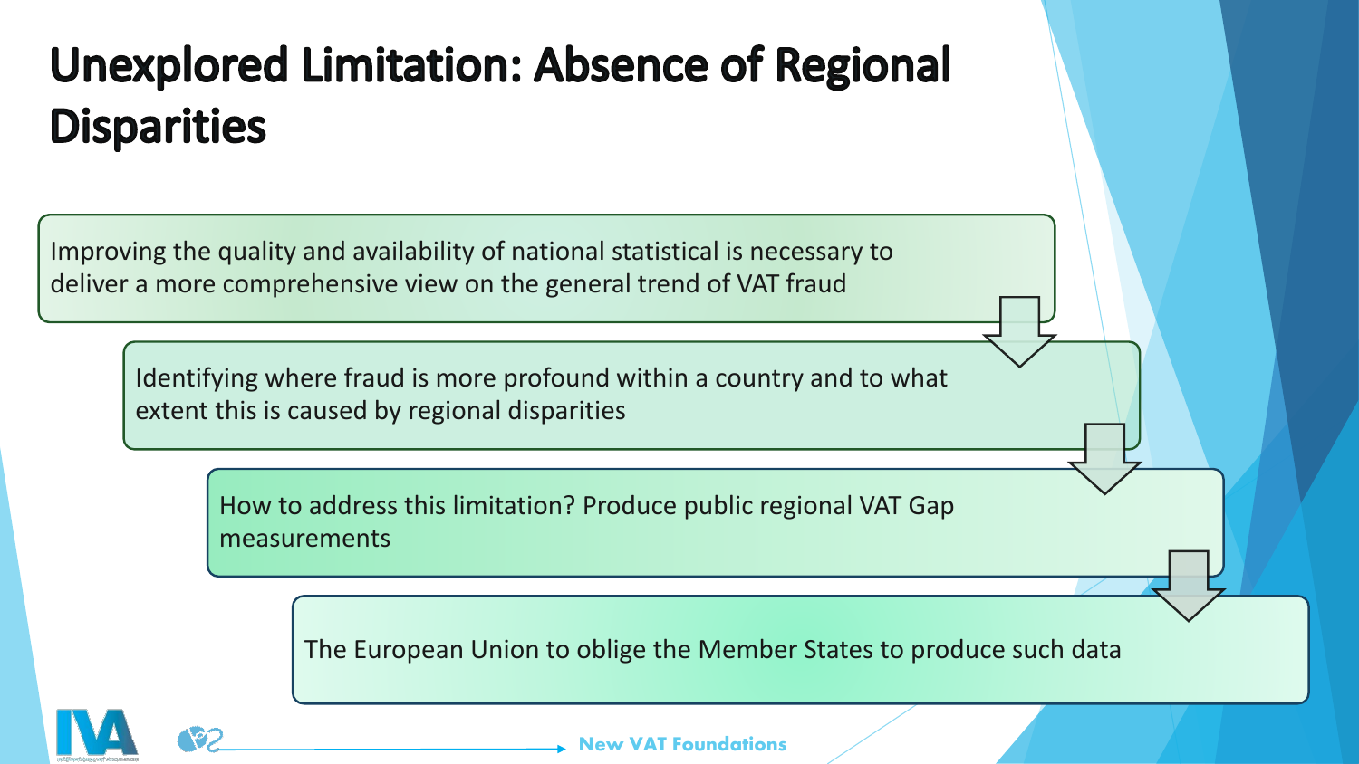# Unexplored Limitation: Absence of Regional Disparities

Improving the quality and availability of national statistical is necessary to deliver a more comprehensive view on the general trend of VAT fraud

Identifying where fraud is more profound within a country and to what extent this is caused by regional disparities

How to address this limitation? Produce public regional VAT Gap measurements

The European Union to oblige the Member States to produce such data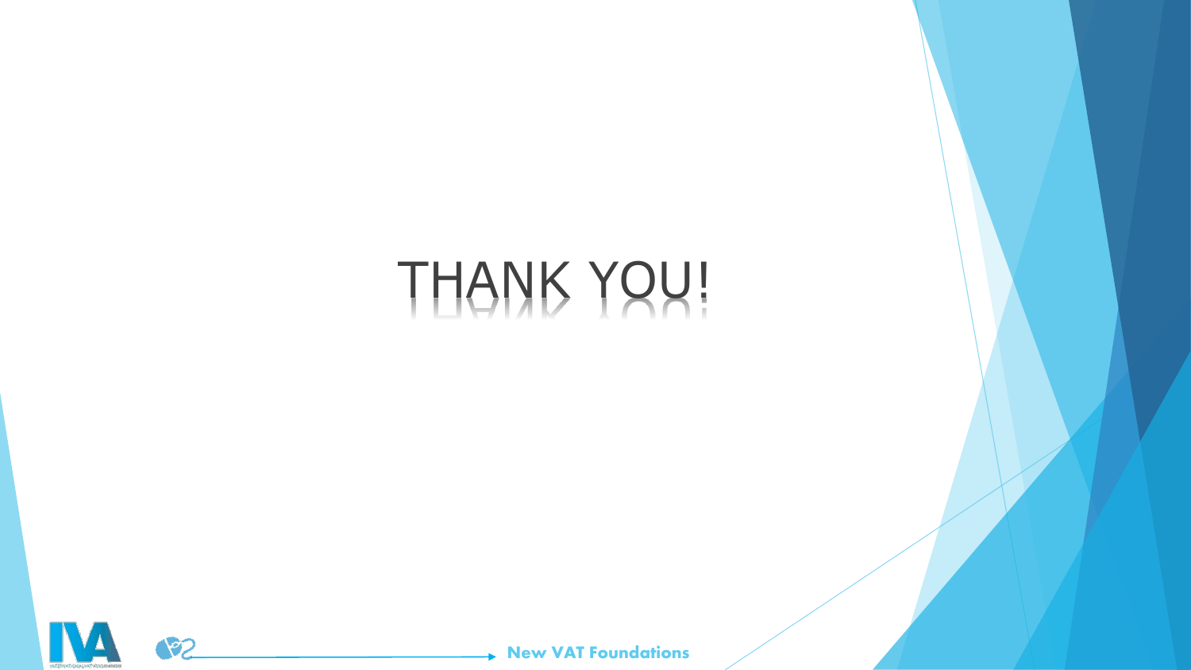# THANK YOU!